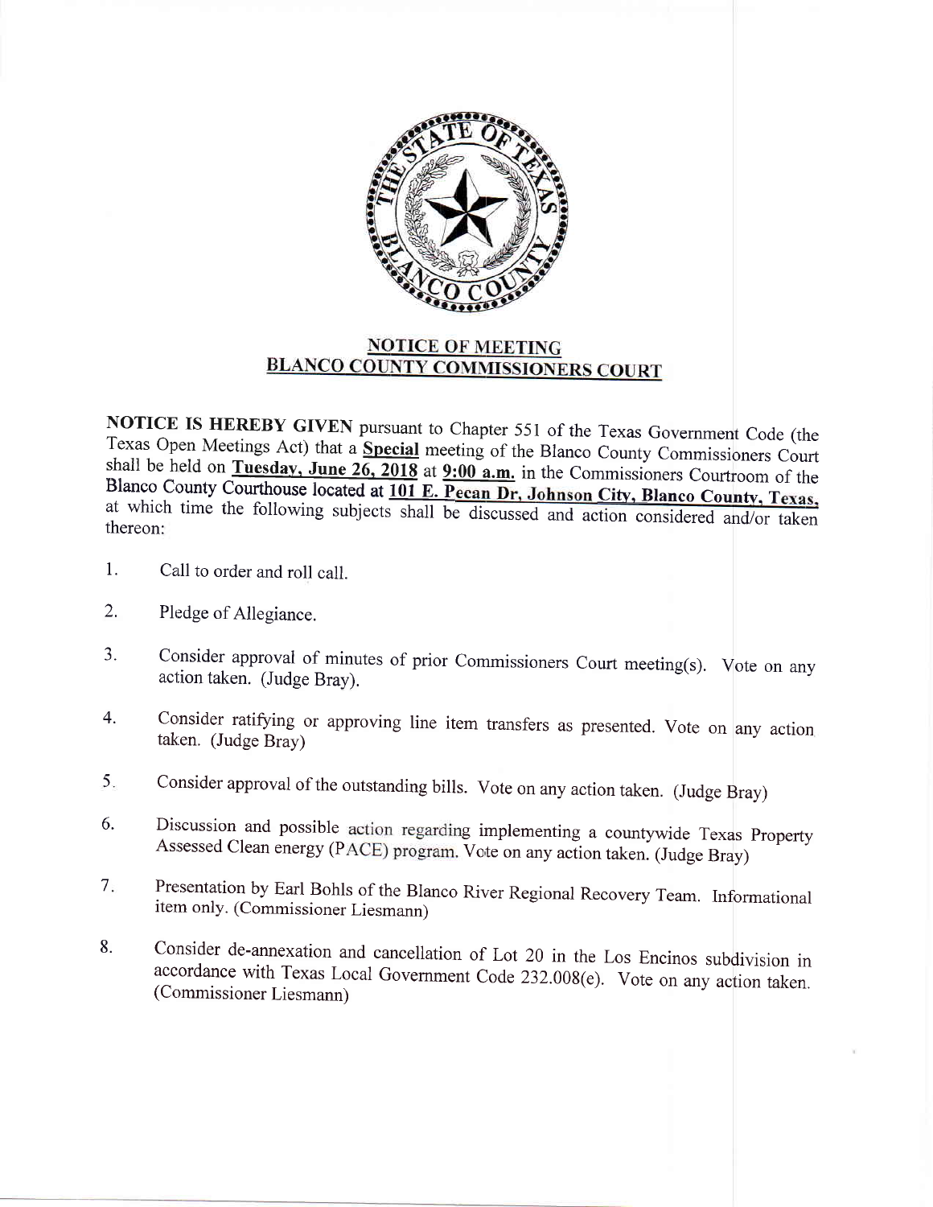## NOTICE OF MEETING
## BLANCO COUNTY COMMISSIONERS COURT

**NOTICE IS HEREBY GIVEN** pursuant to Chapter 551 of the Texas Government Code (the Texas Open Meetings Act) that a **Special** meeting of the Blanco County Commissioners Court shall be held on **Tuesday, June 26, 2018** at **9:00 a.m.** in the Commissioners Courtroom of the Blanco County Courthouse located at **101 E. Pecan Dr, Johnson City, Blanco County, Texas,** at which time the following subjects shall be discussed and action considered and/or taken thereon:

1. Call to order and roll call.

2. Pledge of Allegiance.

3. Consider approval of minutes of prior Commissioners Court meeting(s). Vote on any action taken. (Judge Bray).

4. Consider ratifying or approving line item transfers as presented. Vote on any action taken. (Judge Bray)

5. Consider approval of the outstanding bills. Vote on any action taken. (Judge Bray)

6. Discussion and possible action regarding implementing a countywide Texas Property Assessed Clean energy (PACE) program. Vote on any action taken. (Judge Bray)

7. Presentation by Earl Bohls of the Blanco River Regional Recovery Team. Informational item only. (Commissioner Liesmann)

8. Consider de-annexation and cancellation of Lot 20 in the Los Encinos subdivision in accordance with Texas Local Government Code 232.008(e). Vote on any action taken. (Commissioner Liesmann)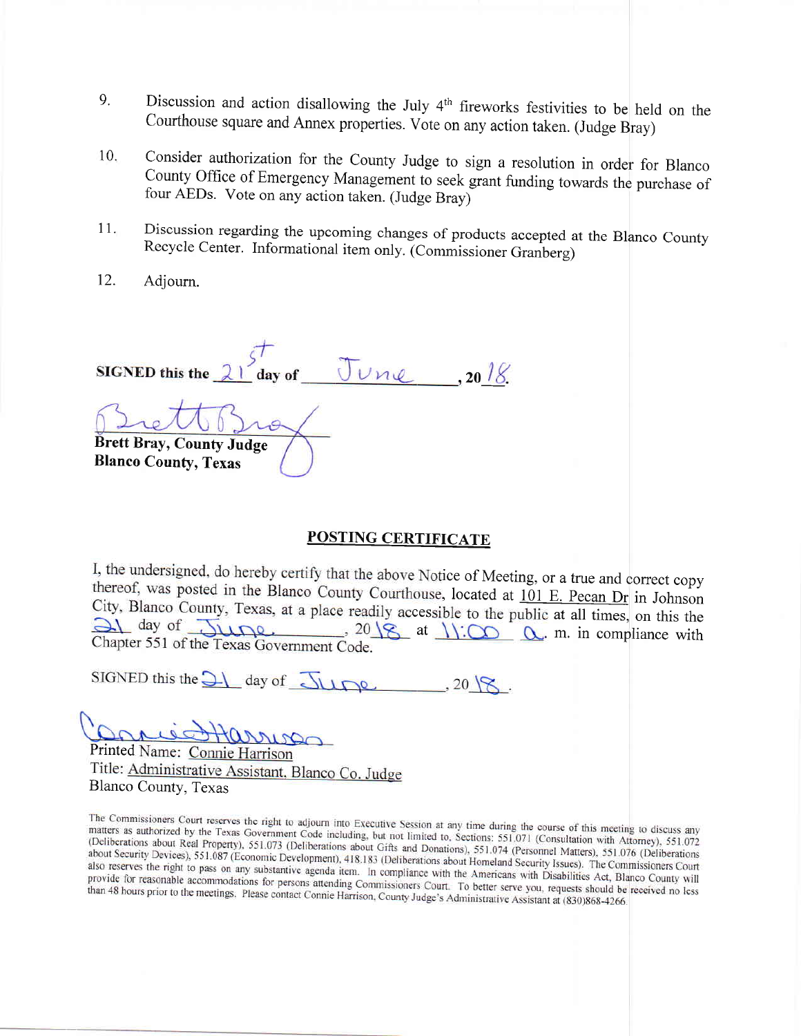9. Discussion and action disallowing the July 4th fireworks festivities to be held on the Courthouse square and Annex properties. Vote on any action taken. (Judge Bray)

10. Consider authorization for the County Judge to sign a resolution in order for Blanco County Office of Emergency Management to seek grant funding towards the purchase of four AEDs. Vote on any action taken. (Judge Bray)

11. Discussion regarding the upcoming changes of products accepted at the Blanco County Recycle Center. Informational item only. (Commissioner Granberg)

12. Adjourn.

**SIGNED this the** 21st **day of** June **, 20**18.

Brett Bray

**Brett Bray, County Judge**
**Blanco County, Texas**

## POSTING CERTIFICATE

I, the undersigned, do hereby certify that the above Notice of Meeting, or a true and correct copy thereof, was posted in the Blanco County Courthouse, located at 101 E. Pecan Dr in Johnson City, Blanco County, Texas, at a place readily accessible to the public at all times, on this the 21 day of June, 2018 at 11:00 a. m. in compliance with Chapter 551 of the Texas Government Code.

SIGNED this the 21 day of June, 2018.

Connie Harrison

Printed Name: Connie Harrison
Title: Administrative Assistant, Blanco Co. Judge
Blanco County, Texas

The Commissioners Court reserves the right to adjourn into Executive Session at any time during the course of this meeting to discuss any matters as authorized by the Texas Government Code including, but not limited to, Sections: 551.071 (Consultation with Attorney), 551.072 (Deliberations about Real Property), 551.073 (Deliberations about Gifts and Donations), 551.074 (Personnel Matters), 551.076 (Deliberations about Security Devices), 551.087 (Economic Development), 418.183 (Deliberations about Homeland Security Issues). The Commissioners Court also reserves the right to pass on any substantive agenda item. In compliance with the Americans with Disabilities Act, Blanco County will provide for reasonable accommodations for persons attending Commissioners Court. To better serve you, requests should be received no less than 48 hours prior to the meetings. Please contact Connie Harrison, County Judge's Administrative Assistant at (830)868-4266.